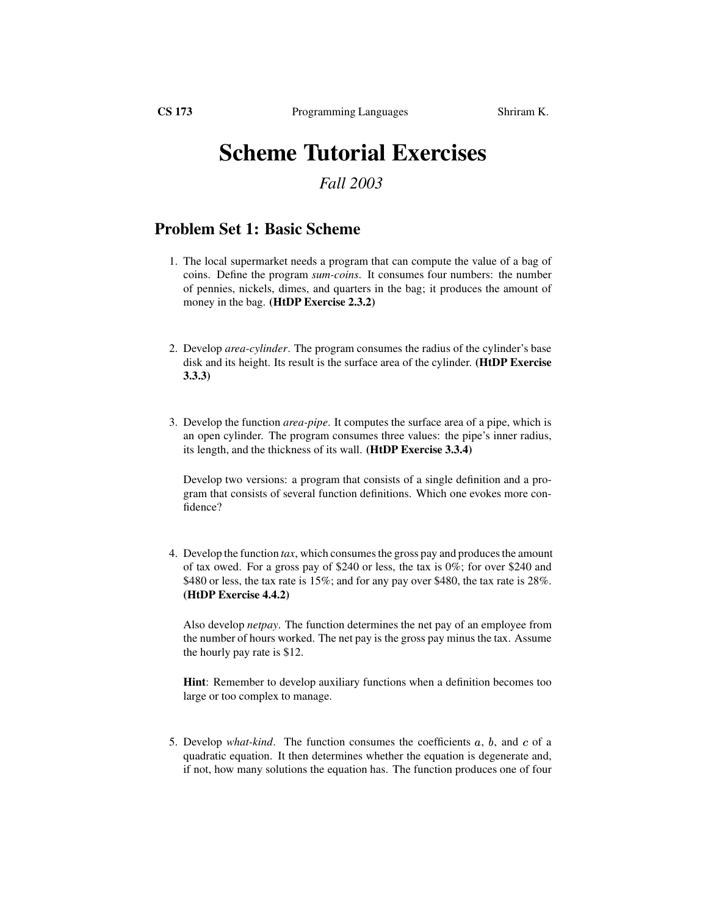**CS 173** Programming Languages Shriram K.

# Scheme Tutorial Exercises

*Fall 2003*

## Problem Set 1: Basic Scheme

1. The local supermarket needs a program that can compute the value of a bag of coins. Define the program *sum-coins*. It consumes four numbers: the number of pennies, nickels, dimes, and quarters in the bag; it produces the amount of money in the bag. **(HtDP Exercise 2.3.2)**

2. Develop *area-cylinder*. The program consumes the radius of the cylinder's base disk and its height. Its result is the surface area of the cylinder. **(HtDP Exercise 3.3.3)**

3. Develop the function *area-pipe*. It computes the surface area of a pipe, which is an open cylinder. The program consumes three values: the pipe's inner radius, its length, and the thickness of its wall. **(HtDP Exercise 3.3.4)**

   Develop two versions: a program that consists of a single definition and a program that consists of several function definitions. Which one evokes more confidence?

4. Develop the function *tax*, which consumes the gross pay and produces the amount of tax owed. For a gross pay of $240 or less, the tax is 0%; for over $240 and $480 or less, the tax rate is 15%; and for any pay over $480, the tax rate is 28%. **(HtDP Exercise 4.4.2)**

   Also develop *netpay*. The function determines the net pay of an employee from the number of hours worked. The net pay is the gross pay minus the tax. Assume the hourly pay rate is $12.

   **Hint**: Remember to develop auxiliary functions when a definition becomes too large or too complex to manage.

5. Develop *what-kind*. The function consumes the coefficients $a$, $b$, and $c$ of a quadratic equation. It then determines whether the equation is degenerate and, if not, how many solutions the equation has. The function produces one of four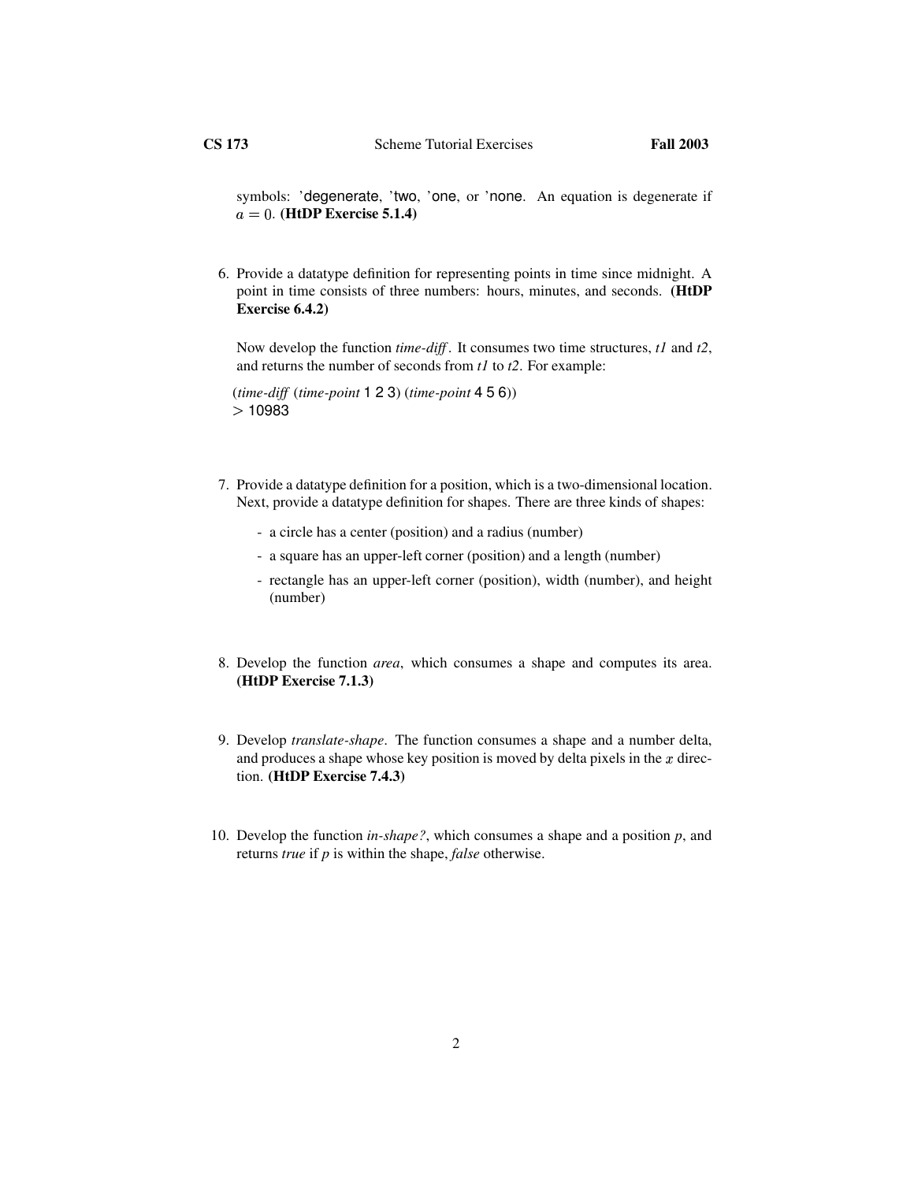symbols: 'degenerate, 'two, 'one, or 'none. An equation is degenerate if $a = 0$. **(HtDP Exercise 5.1.4)**

6. Provide a datatype definition for representing points in time since midnight. A point in time consists of three numbers: hours, minutes, and seconds. **(HtDP Exercise 6.4.2)**

   Now develop the function *time-diff*. It consumes two time structures, *t1* and *t2*, and returns the number of seconds from *t1* to *t2*. For example:

   ```
   (time-diff (time-point 1 2 3) (time-point 4 5 6))
   > 10983
   ```

7. Provide a datatype definition for a position, which is a two-dimensional location. Next, provide a datatype definition for shapes. There are three kinds of shapes:

   - a circle has a center (position) and a radius (number)
   - a square has an upper-left corner (position) and a length (number)
   - rectangle has an upper-left corner (position), width (number), and height (number)

8. Develop the function *area*, which consumes a shape and computes its area. **(HtDP Exercise 7.1.3)**

9. Develop *translate-shape*. The function consumes a shape and a number delta, and produces a shape whose key position is moved by delta pixels in the $x$ direction. **(HtDP Exercise 7.4.3)**

10. Develop the function *in-shape?*, which consumes a shape and a position *p*, and returns *true* if *p* is within the shape, *false* otherwise.